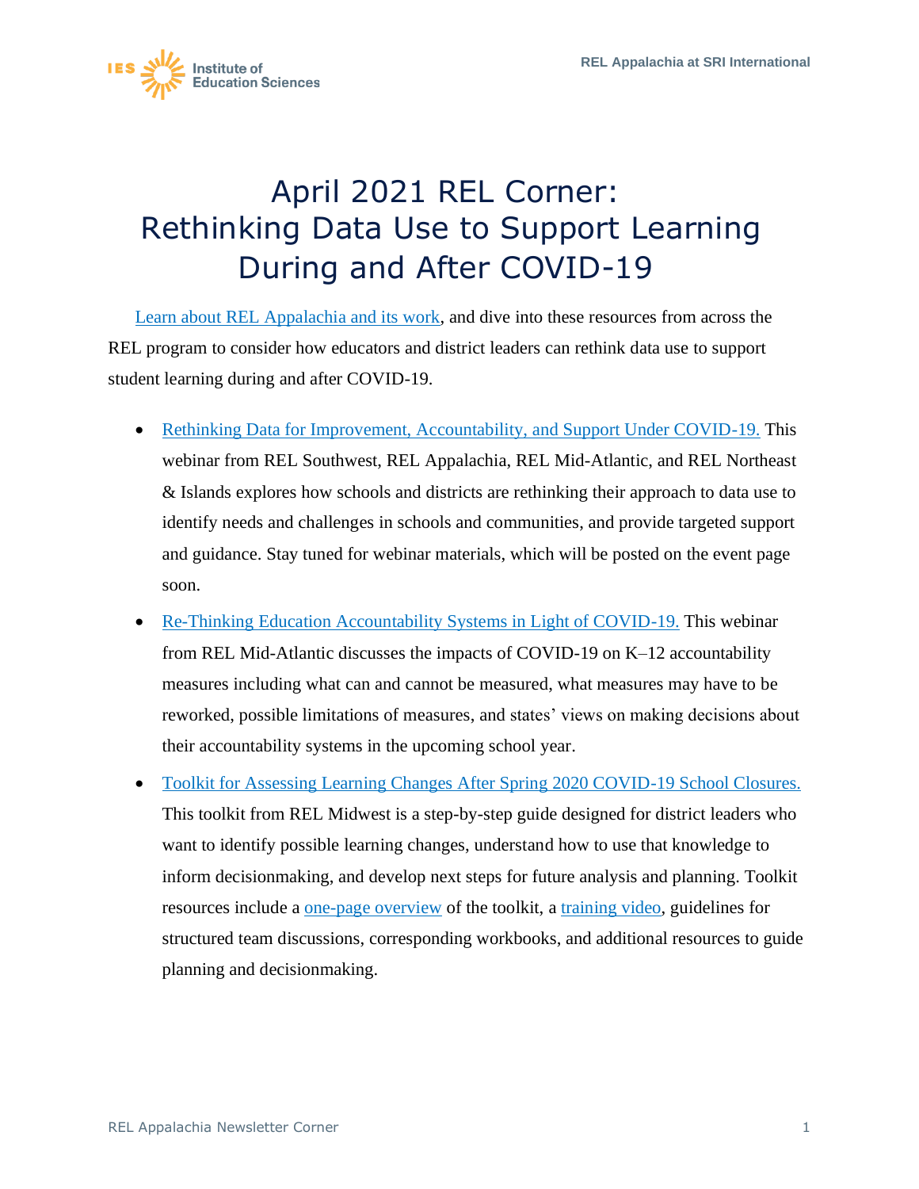# April 2021 REL Corner: Rethinking Data Use to Support Learning During and After COVID-19

Learn about REL Appalachia and its work, and dive into these resources from across the REL program to consider how educators and district leaders can rethink data use to support student learning during and after COVID-19.

- Rethinking Data for Improvement, Accountability, and Support Under COVID-19. This webinar from REL Southwest, REL Appalachia, REL Mid-Atlantic, and REL Northeast & Islands explores how schools and districts are rethinking their approach to data use to identify needs and challenges in schools and communities, and provide targeted support and guidance. Stay tuned for webinar materials, which will be posted on the event page soon.
- Re-Thinking Education Accountability Systems in Light of COVID-19. This webinar from REL Mid-Atlantic discusses the impacts of COVID-19 on K–12 accountability measures including what can and cannot be measured, what measures may have to be reworked, possible limitations of measures, and states' views on making decisions about their accountability systems in the upcoming school year.
- Toolkit for Assessing Learning Changes After Spring 2020 COVID-19 School Closures. This toolkit from REL Midwest is a step-by-step guide designed for district leaders who want to identify possible learning changes, understand how to use that knowledge to inform decisionmaking, and develop next steps for future analysis and planning. Toolkit resources include a one-page overview of the toolkit, a training video, guidelines for structured team discussions, corresponding workbooks, and additional resources to guide planning and decisionmaking.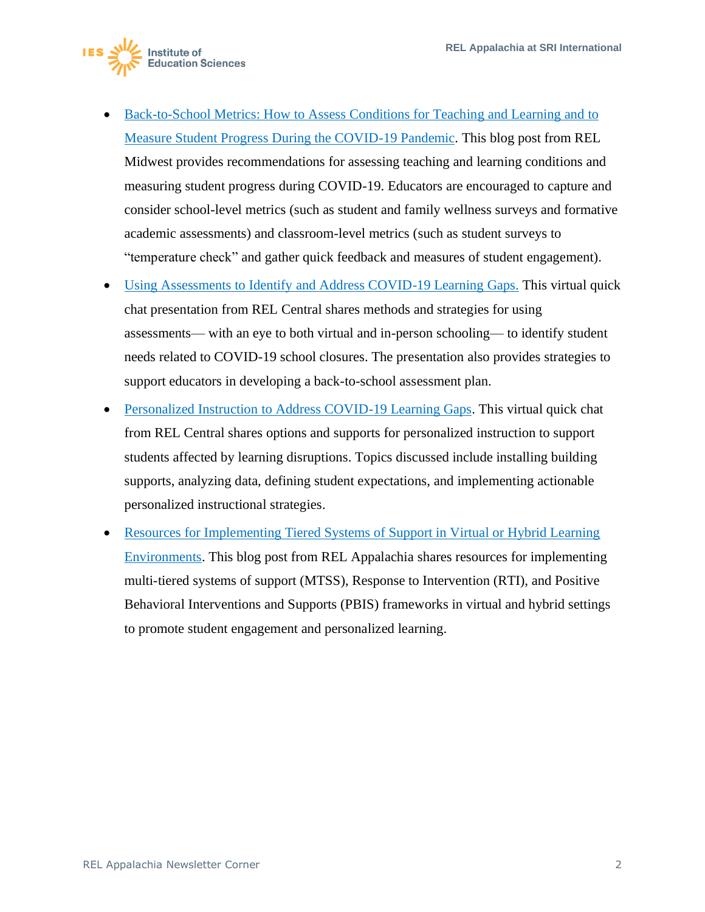- Back-to-School Metrics: How to Assess Conditions for Teaching and Learning and to Measure Student Progress During the COVID-19 Pandemic. This blog post from REL Midwest provides recommendations for assessing teaching and learning conditions and measuring student progress during COVID-19. Educators are encouraged to capture and consider school-level metrics (such as student and family wellness surveys and formative academic assessments) and classroom-level metrics (such as student surveys to "temperature check" and gather quick feedback and measures of student engagement).
- Using Assessments to Identify and Address COVID-19 Learning Gaps. This virtual quick chat presentation from REL Central shares methods and strategies for using assessments— with an eye to both virtual and in-person schooling— to identify student needs related to COVID-19 school closures. The presentation also provides strategies to support educators in developing a back-to-school assessment plan.
- Personalized Instruction to Address COVID-19 Learning Gaps. This virtual quick chat from REL Central shares options and supports for personalized instruction to support students affected by learning disruptions. Topics discussed include installing building supports, analyzing data, defining student expectations, and implementing actionable personalized instructional strategies.
- Resources for Implementing Tiered Systems of Support in Virtual or Hybrid Learning Environments. This blog post from REL Appalachia shares resources for implementing multi-tiered systems of support (MTSS), Response to Intervention (RTI), and Positive Behavioral Interventions and Supports (PBIS) frameworks in virtual and hybrid settings to promote student engagement and personalized learning.